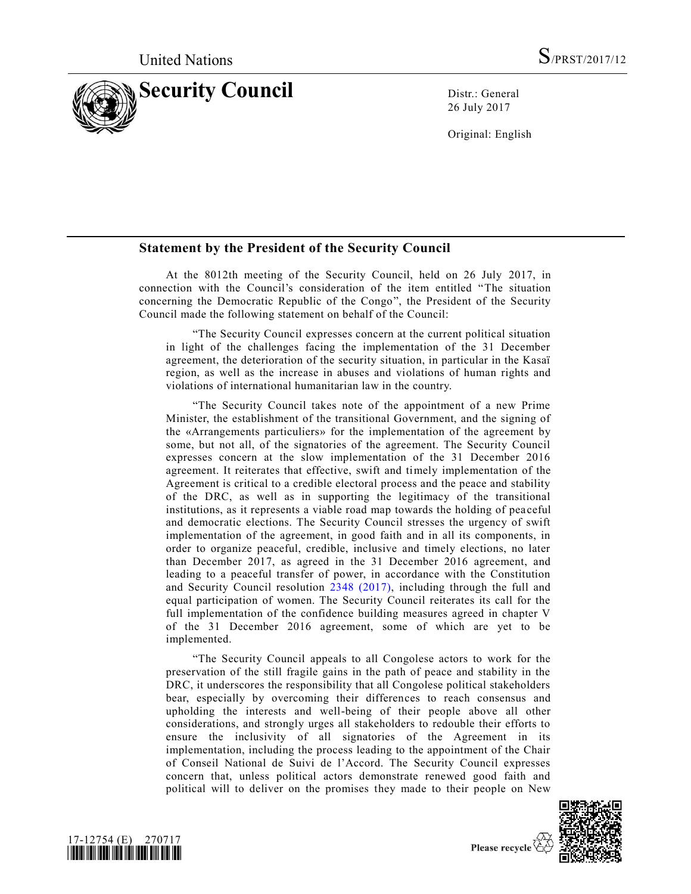United Nations S/PRST/2017/12

# Security Council

Distr.: General
26 July 2017

Original: English

## Statement by the President of the Security Council

At the 8012th meeting of the Security Council, held on 26 July 2017, in connection with the Council's consideration of the item entitled "The situation concerning the Democratic Republic of the Congo", the President of the Security Council made the following statement on behalf of the Council:

"The Security Council expresses concern at the current political situation in light of the challenges facing the implementation of the 31 December agreement, the deterioration of the security situation, in particular in the Kasaï region, as well as the increase in abuses and violations of human rights and violations of international humanitarian law in the country.

"The Security Council takes note of the appointment of a new Prime Minister, the establishment of the transitional Government, and the signing of the «Arrangements particuliers» for the implementation of the agreement by some, but not all, of the signatories of the agreement. The Security Council expresses concern at the slow implementation of the 31 December 2016 agreement. It reiterates that effective, swift and timely implementation of the Agreement is critical to a credible electoral process and the peace and stability of the DRC, as well as in supporting the legitimacy of the transitional institutions, as it represents a viable road map towards the holding of peaceful and democratic elections. The Security Council stresses the urgency of swift implementation of the agreement, in good faith and in all its components, in order to organize peaceful, credible, inclusive and timely elections, no later than December 2017, as agreed in the 31 December 2016 agreement, and leading to a peaceful transfer of power, in accordance with the Constitution and Security Council resolution 2348 (2017), including through the full and equal participation of women. The Security Council reiterates its call for the full implementation of the confidence building measures agreed in chapter V of the 31 December 2016 agreement, some of which are yet to be implemented.

"The Security Council appeals to all Congolese actors to work for the preservation of the still fragile gains in the path of peace and stability in the DRC, it underscores the responsibility that all Congolese political stakeholders bear, especially by overcoming their differences to reach consensus and upholding the interests and well-being of their people above all other considerations, and strongly urges all stakeholders to redouble their efforts to ensure the inclusivity of all signatories of the Agreement in its implementation, including the process leading to the appointment of the Chair of Conseil National de Suivi de l'Accord. The Security Council expresses concern that, unless political actors demonstrate renewed good faith and political will to deliver on the promises they made to their people on New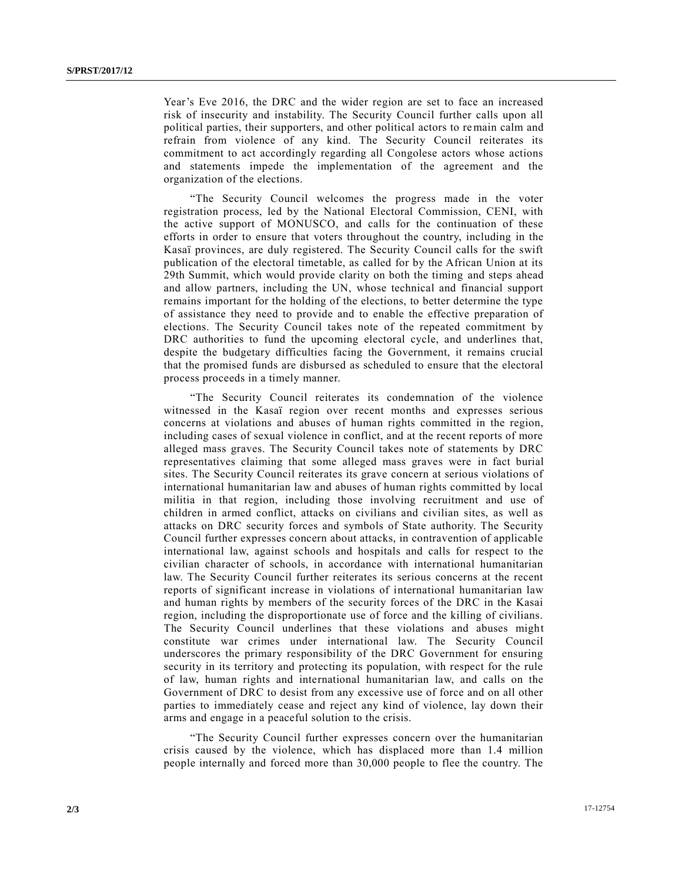Year's Eve 2016, the DRC and the wider region are set to face an increased risk of insecurity and instability. The Security Council further calls upon all political parties, their supporters, and other political actors to remain calm and refrain from violence of any kind. The Security Council reiterates its commitment to act accordingly regarding all Congolese actors whose actions and statements impede the implementation of the agreement and the organization of the elections.

"The Security Council welcomes the progress made in the voter registration process, led by the National Electoral Commission, CENI, with the active support of MONUSCO, and calls for the continuation of these efforts in order to ensure that voters throughout the country, including in the Kasaï provinces, are duly registered. The Security Council calls for the swift publication of the electoral timetable, as called for by the African Union at its 29th Summit, which would provide clarity on both the timing and steps ahead and allow partners, including the UN, whose technical and financial support remains important for the holding of the elections, to better determine the type of assistance they need to provide and to enable the effective preparation of elections. The Security Council takes note of the repeated commitment by DRC authorities to fund the upcoming electoral cycle, and underlines that, despite the budgetary difficulties facing the Government, it remains crucial that the promised funds are disbursed as scheduled to ensure that the electoral process proceeds in a timely manner.

"The Security Council reiterates its condemnation of the violence witnessed in the Kasaï region over recent months and expresses serious concerns at violations and abuses of human rights committed in the region, including cases of sexual violence in conflict, and at the recent reports of more alleged mass graves. The Security Council takes note of statements by DRC representatives claiming that some alleged mass graves were in fact burial sites. The Security Council reiterates its grave concern at serious violations of international humanitarian law and abuses of human rights committed by local militia in that region, including those involving recruitment and use of children in armed conflict, attacks on civilians and civilian sites, as well as attacks on DRC security forces and symbols of State authority. The Security Council further expresses concern about attacks, in contravention of applicable international law, against schools and hospitals and calls for respect to the civilian character of schools, in accordance with international humanitarian law. The Security Council further reiterates its serious concerns at the recent reports of significant increase in violations of international humanitarian law and human rights by members of the security forces of the DRC in the Kasai region, including the disproportionate use of force and the killing of civilians. The Security Council underlines that these violations and abuses might constitute war crimes under international law. The Security Council underscores the primary responsibility of the DRC Government for ensuring security in its territory and protecting its population, with respect for the rule of law, human rights and international humanitarian law, and calls on the Government of DRC to desist from any excessive use of force and on all other parties to immediately cease and reject any kind of violence, lay down their arms and engage in a peaceful solution to the crisis.

"The Security Council further expresses concern over the humanitarian crisis caused by the violence, which has displaced more than 1.4 million people internally and forced more than 30,000 people to flee the country. The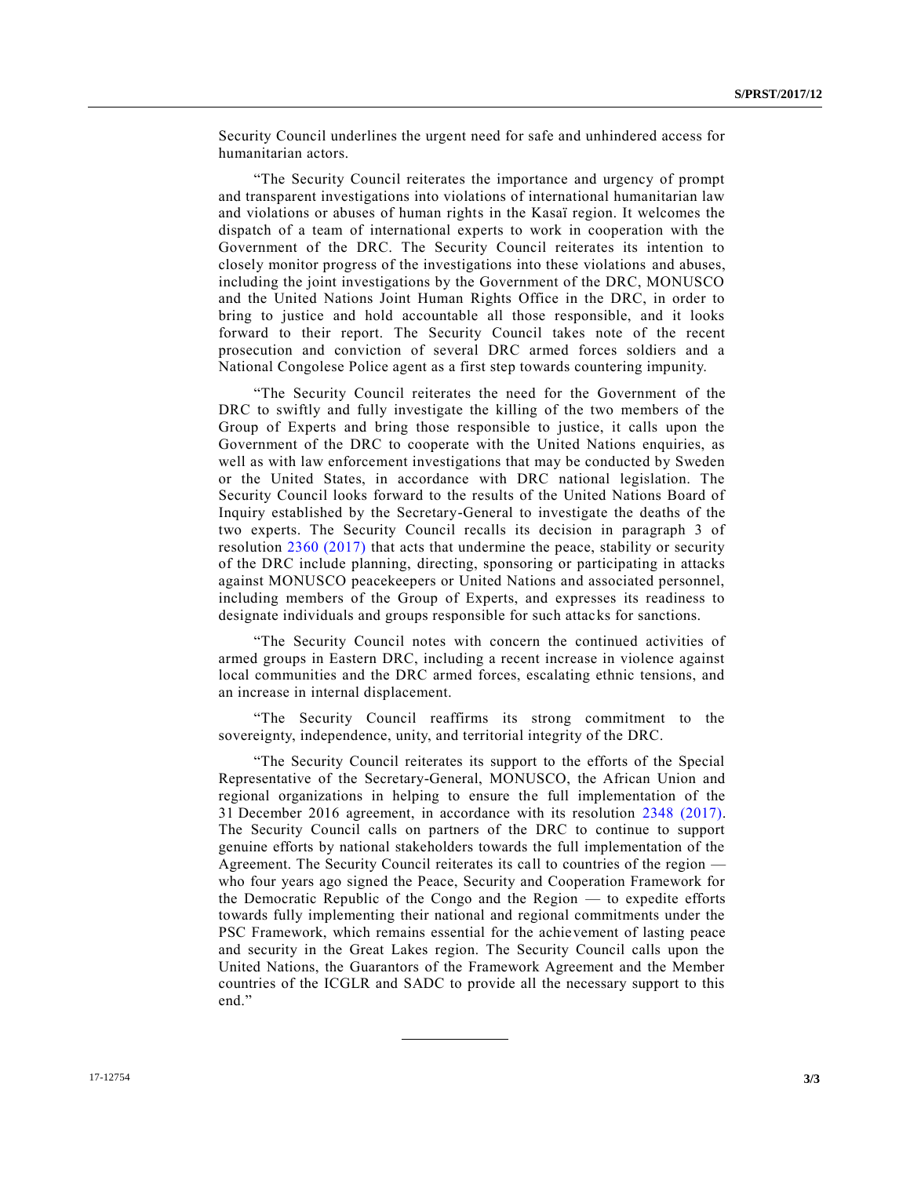Security Council underlines the urgent need for safe and unhindered access for humanitarian actors.

"The Security Council reiterates the importance and urgency of prompt and transparent investigations into violations of international humanitarian law and violations or abuses of human rights in the Kasaï region. It welcomes the dispatch of a team of international experts to work in cooperation with the Government of the DRC. The Security Council reiterates its intention to closely monitor progress of the investigations into these violations and abuses, including the joint investigations by the Government of the DRC, MONUSCO and the United Nations Joint Human Rights Office in the DRC, in order to bring to justice and hold accountable all those responsible, and it looks forward to their report. The Security Council takes note of the recent prosecution and conviction of several DRC armed forces soldiers and a National Congolese Police agent as a first step towards countering impunity.

"The Security Council reiterates the need for the Government of the DRC to swiftly and fully investigate the killing of the two members of the Group of Experts and bring those responsible to justice, it calls upon the Government of the DRC to cooperate with the United Nations enquiries, as well as with law enforcement investigations that may be conducted by Sweden or the United States, in accordance with DRC national legislation. The Security Council looks forward to the results of the United Nations Board of Inquiry established by the Secretary-General to investigate the deaths of the two experts. The Security Council recalls its decision in paragraph 3 of resolution 2360 (2017) that acts that undermine the peace, stability or security of the DRC include planning, directing, sponsoring or participating in attacks against MONUSCO peacekeepers or United Nations and associated personnel, including members of the Group of Experts, and expresses its readiness to designate individuals and groups responsible for such attacks for sanctions.

"The Security Council notes with concern the continued activities of armed groups in Eastern DRC, including a recent increase in violence against local communities and the DRC armed forces, escalating ethnic tensions, and an increase in internal displacement.

"The Security Council reaffirms its strong commitment to the sovereignty, independence, unity, and territorial integrity of the DRC.

"The Security Council reiterates its support to the efforts of the Special Representative of the Secretary-General, MONUSCO, the African Union and regional organizations in helping to ensure the full implementation of the 31 December 2016 agreement, in accordance with its resolution 2348 (2017). The Security Council calls on partners of the DRC to continue to support genuine efforts by national stakeholders towards the full implementation of the Agreement. The Security Council reiterates its call to countries of the region — who four years ago signed the Peace, Security and Cooperation Framework for the Democratic Republic of the Congo and the Region — to expedite efforts towards fully implementing their national and regional commitments under the PSC Framework, which remains essential for the achievement of lasting peace and security in the Great Lakes region. The Security Council calls upon the United Nations, the Guarantors of the Framework Agreement and the Member countries of the ICGLR and SADC to provide all the necessary support to this end."